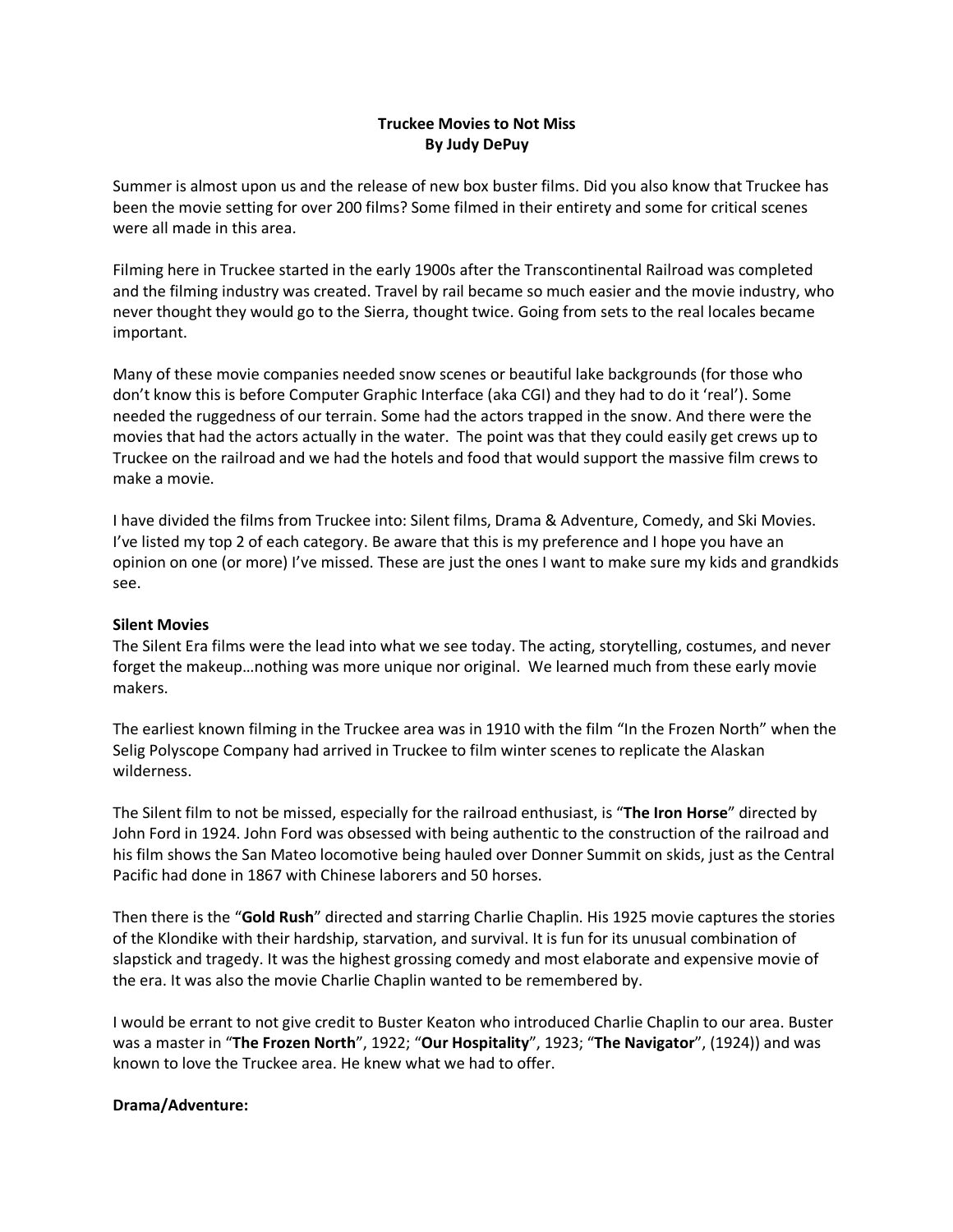**Truckee Movies to Not Miss**
**By Judy DePuy**

Summer is almost upon us and the release of new box buster films. Did you also know that Truckee has been the movie setting for over 200 films? Some filmed in their entirety and some for critical scenes were all made in this area.

Filming here in Truckee started in the early 1900s after the Transcontinental Railroad was completed and the filming industry was created. Travel by rail became so much easier and the movie industry, who never thought they would go to the Sierra, thought twice. Going from sets to the real locales became important.

Many of these movie companies needed snow scenes or beautiful lake backgrounds (for those who don't know this is before Computer Graphic Interface (aka CGI) and they had to do it 'real'). Some needed the ruggedness of our terrain. Some had the actors trapped in the snow. And there were the movies that had the actors actually in the water. The point was that they could easily get crews up to Truckee on the railroad and we had the hotels and food that would support the massive film crews to make a movie.

I have divided the films from Truckee into: Silent films, Drama & Adventure, Comedy, and Ski Movies. I've listed my top 2 of each category. Be aware that this is my preference and I hope you have an opinion on one (or more) I've missed. These are just the ones I want to make sure my kids and grandkids see.

**Silent Movies**

The Silent Era films were the lead into what we see today. The acting, storytelling, costumes, and never forget the makeup…nothing was more unique nor original. We learned much from these early movie makers.

The earliest known filming in the Truckee area was in 1910 with the film "In the Frozen North" when the Selig Polyscope Company had arrived in Truckee to film winter scenes to replicate the Alaskan wilderness.

The Silent film to not be missed, especially for the railroad enthusiast, is "**The Iron Horse**" directed by John Ford in 1924. John Ford was obsessed with being authentic to the construction of the railroad and his film shows the San Mateo locomotive being hauled over Donner Summit on skids, just as the Central Pacific had done in 1867 with Chinese laborers and 50 horses.

Then there is the "**Gold Rush**" directed and starring Charlie Chaplin. His 1925 movie captures the stories of the Klondike with their hardship, starvation, and survival. It is fun for its unusual combination of slapstick and tragedy. It was the highest grossing comedy and most elaborate and expensive movie of the era. It was also the movie Charlie Chaplin wanted to be remembered by.

I would be errant to not give credit to Buster Keaton who introduced Charlie Chaplin to our area. Buster was a master in "**The Frozen North**", 1922; "**Our Hospitality**", 1923; "**The Navigator**", (1924)) and was known to love the Truckee area. He knew what we had to offer.

**Drama/Adventure:**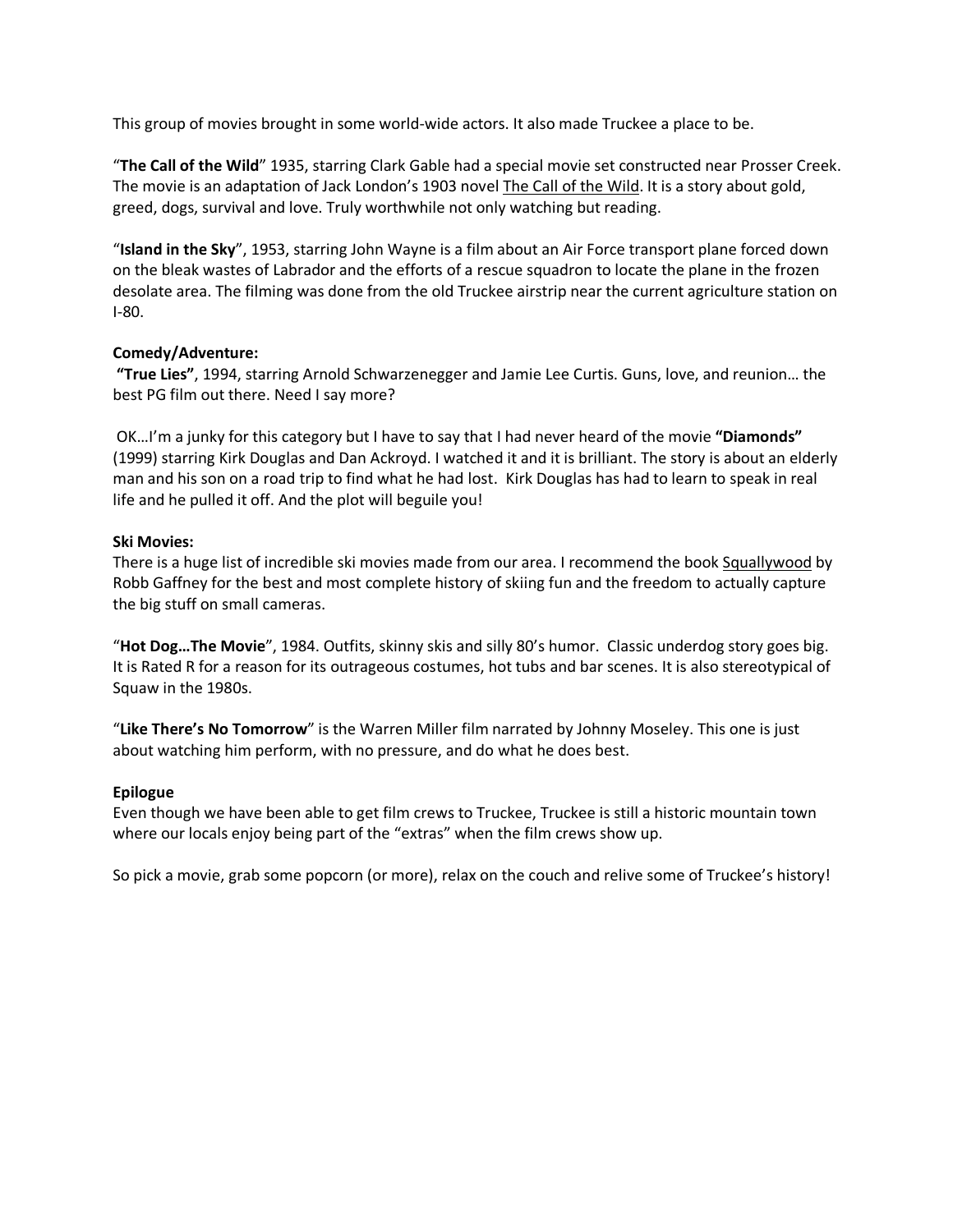This group of movies brought in some world-wide actors. It also made Truckee a place to be.

"**The Call of the Wild**" 1935, starring Clark Gable had a special movie set constructed near Prosser Creek. The movie is an adaptation of Jack London's 1903 novel The Call of the Wild. It is a story about gold, greed, dogs, survival and love. Truly worthwhile not only watching but reading.

"**Island in the Sky**", 1953, starring John Wayne is a film about an Air Force transport plane forced down on the bleak wastes of Labrador and the efforts of a rescue squadron to locate the plane in the frozen desolate area. The filming was done from the old Truckee airstrip near the current agriculture station on I-80.

**Comedy/Adventure:**

**"True Lies"**, 1994, starring Arnold Schwarzenegger and Jamie Lee Curtis. Guns, love, and reunion… the best PG film out there. Need I say more?

OK…I'm a junky for this category but I have to say that I had never heard of the movie **"Diamonds"** (1999) starring Kirk Douglas and Dan Ackroyd. I watched it and it is brilliant. The story is about an elderly man and his son on a road trip to find what he had lost. Kirk Douglas has had to learn to speak in real life and he pulled it off. And the plot will beguile you!

**Ski Movies:**

There is a huge list of incredible ski movies made from our area. I recommend the book Squallywood by Robb Gaffney for the best and most complete history of skiing fun and the freedom to actually capture the big stuff on small cameras.

"**Hot Dog…The Movie**", 1984. Outfits, skinny skis and silly 80's humor. Classic underdog story goes big. It is Rated R for a reason for its outrageous costumes, hot tubs and bar scenes. It is also stereotypical of Squaw in the 1980s.

"**Like There's No Tomorrow**" is the Warren Miller film narrated by Johnny Moseley. This one is just about watching him perform, with no pressure, and do what he does best.

**Epilogue**

Even though we have been able to get film crews to Truckee, Truckee is still a historic mountain town where our locals enjoy being part of the "extras" when the film crews show up.

So pick a movie, grab some popcorn (or more), relax on the couch and relive some of Truckee's history!